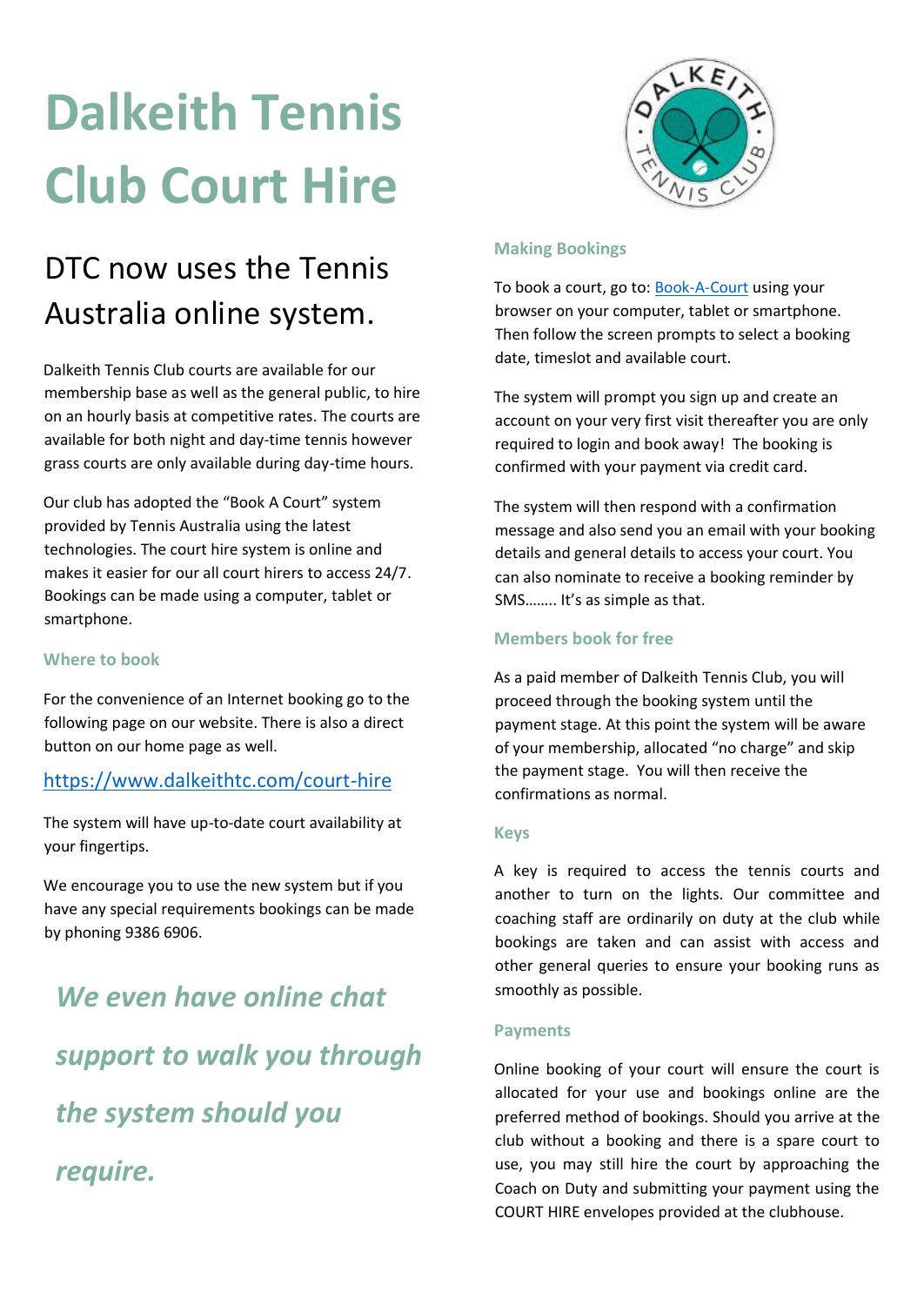# Dalkeith Tennis Club Court Hire

## DTC now uses the Tennis Australia online system.

Dalkeith Tennis Club courts are available for our membership base as well as the general public, to hire on an hourly basis at competitive rates. The courts are available for both night and day-time tennis however grass courts are only available during day-time hours.

Our club has adopted the "Book A Court" system provided by Tennis Australia using the latest technologies. The court hire system is online and makes it easier for our all court hirers to access 24/7. Bookings can be made using a computer, tablet or smartphone.

### Where to book

For the convenience of an Internet booking go to the following page on our website. There is also a direct button on our home page as well.

[https://www.dalkeithtc.com/court-hire](https://www.dalkeithtc.com/court-hire)

The system will have up-to-date court availability at your fingertips.

We encourage you to use the new system but if you have any special requirements bookings can be made by phoning 9386 6906.

***We even have online chat support to walk you through the system should you require.***

### Making Bookings

To book a court, go to: Book-A-Court using your browser on your computer, tablet or smartphone. Then follow the screen prompts to select a booking date, timeslot and available court.

The system will prompt you sign up and create an account on your very first visit thereafter you are only required to login and book away! The booking is confirmed with your payment via credit card.

The system will then respond with a confirmation message and also send you an email with your booking details and general details to access your court. You can also nominate to receive a booking reminder by SMS…….. It's as simple as that.

### Members book for free

As a paid member of Dalkeith Tennis Club, you will proceed through the booking system until the payment stage. At this point the system will be aware of your membership, allocated "no charge" and skip the payment stage. You will then receive the confirmations as normal.

### Keys

A key is required to access the tennis courts and another to turn on the lights. Our committee and coaching staff are ordinarily on duty at the club while bookings are taken and can assist with access and other general queries to ensure your booking runs as smoothly as possible.

### Payments

Online booking of your court will ensure the court is allocated for your use and bookings online are the preferred method of bookings. Should you arrive at the club without a booking and there is a spare court to use, you may still hire the court by approaching the Coach on Duty and submitting your payment using the COURT HIRE envelopes provided at the clubhouse.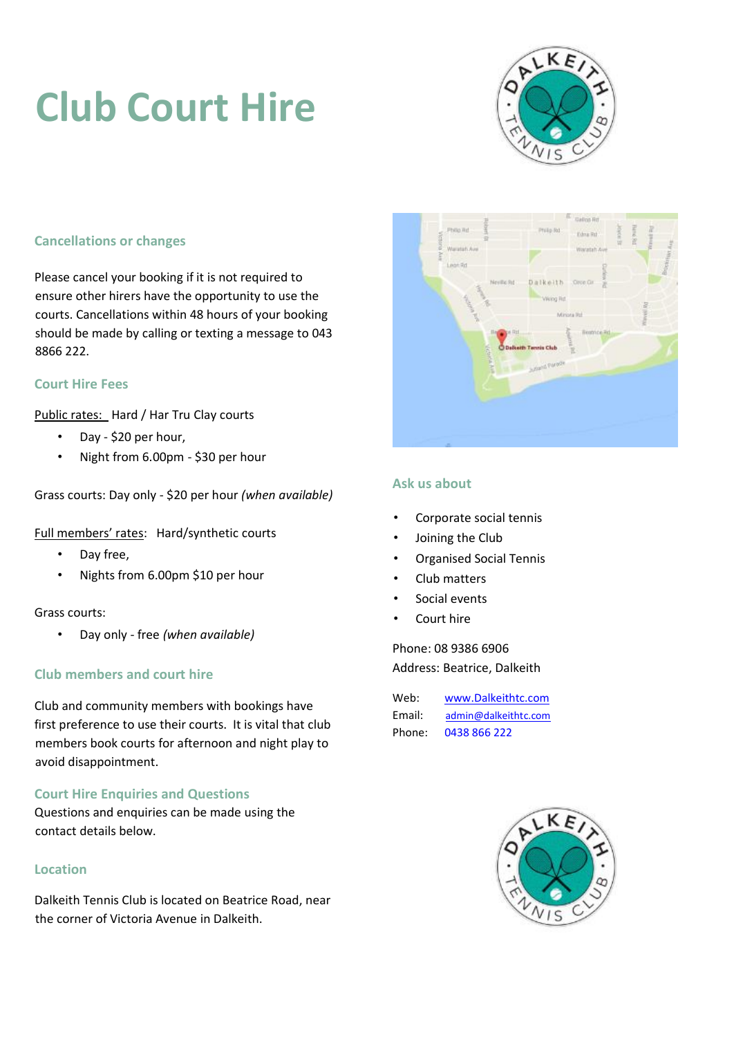# Club Court Hire

### Cancellations or changes

Please cancel your booking if it is not required to ensure other hirers have the opportunity to use the courts. Cancellations within 48 hours of your booking should be made by calling or texting a message to 043 8866 222.

### Court Hire Fees

Public rates: Hard / Har Tru Clay courts

- Day - $20 per hour,
- Night from 6.00pm - $30 per hour

Grass courts: Day only - $20 per hour *(when available)*

Full members' rates: Hard/synthetic courts

- Day free,
- Nights from 6.00pm $10 per hour

Grass courts:

- Day only - free *(when available)*

### Club members and court hire

Club and community members with bookings have first preference to use their courts. It is vital that club members book courts for afternoon and night play to avoid disappointment.

### Court Hire Enquiries and Questions

Questions and enquiries can be made using the contact details below.

### Location

Dalkeith Tennis Club is located on Beatrice Road, near the corner of Victoria Avenue in Dalkeith.

### Ask us about

- Corporate social tennis
- Joining the Club
- Organised Social Tennis
- Club matters
- Social events
- Court hire

Phone: 08 9386 6906
Address: Beatrice, Dalkeith

Web: www.Dalkeithtc.com
Email: admin@dalkeithtc.com
Phone: 0438 866 222